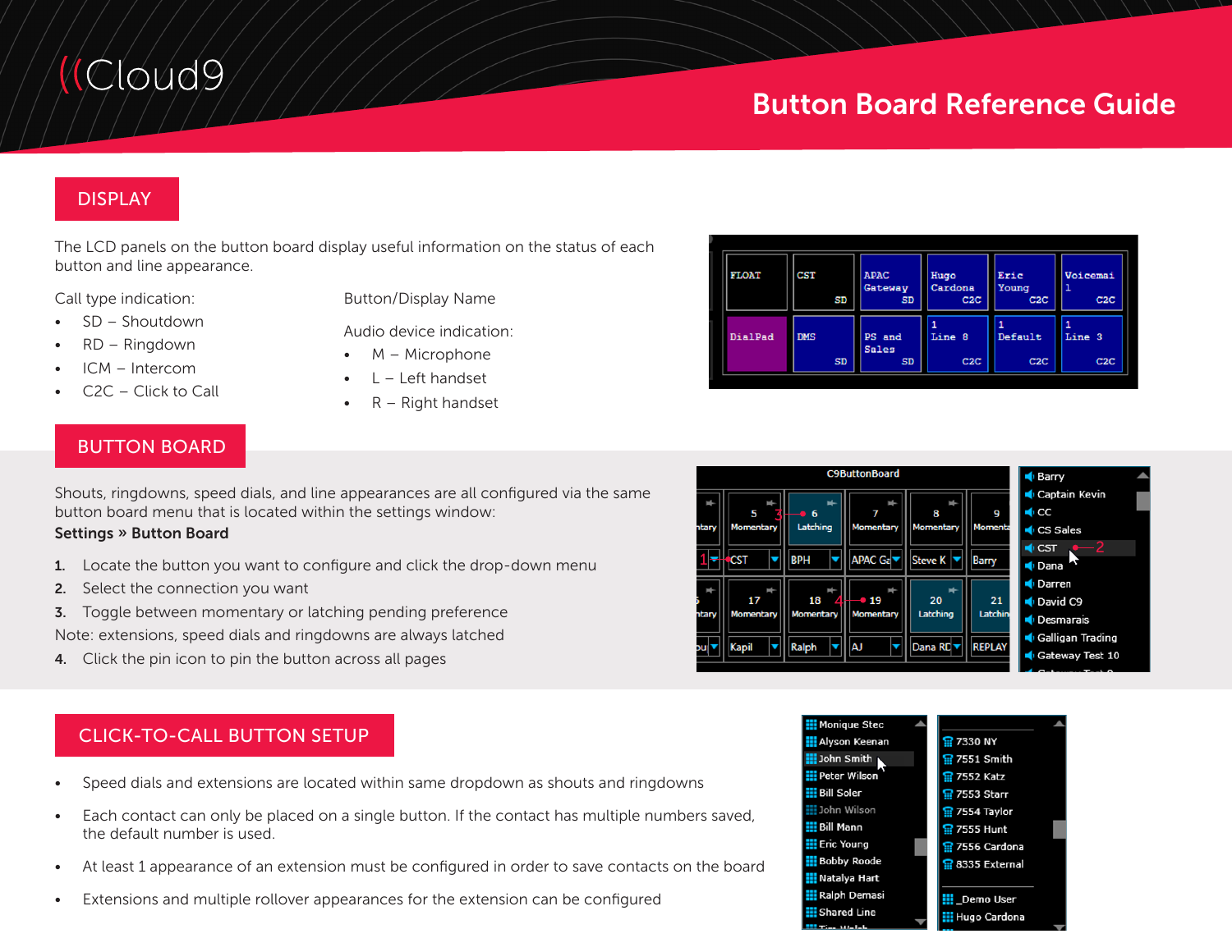# Button Board Reference Guide

## DISPLAY

The LCD panels on the button board display useful information on the status of each button and line appearance.

Call type indication:

- SD – Shoutdown
- RD – Ringdown
- ICM – Intercom
- C2C – Click to Call

Button/Display Name

Audio device indication:

- M – Microphone
- L – Left handset
- R – Right handset

## BUTTON BOARD

Shouts, ringdowns, speed dials, and line appearances are all configured via the same button board menu that is located within the settings window:

**Settings » Button Board**

1. Locate the button you want to configure and click the drop-down menu
2. Select the connection you want
3. Toggle between momentary or latching pending preference

Note: extensions, speed dials and ringdowns are always latched

4. Click the pin icon to pin the button across all pages

## CLICK-TO-CALL BUTTON SETUP

- Speed dials and extensions are located within same dropdown as shouts and ringdowns
- Each contact can only be placed on a single button. If the contact has multiple numbers saved, the default number is used.
- At least 1 appearance of an extension must be configured in order to save contacts on the board
- Extensions and multiple rollover appearances for the extension can be configured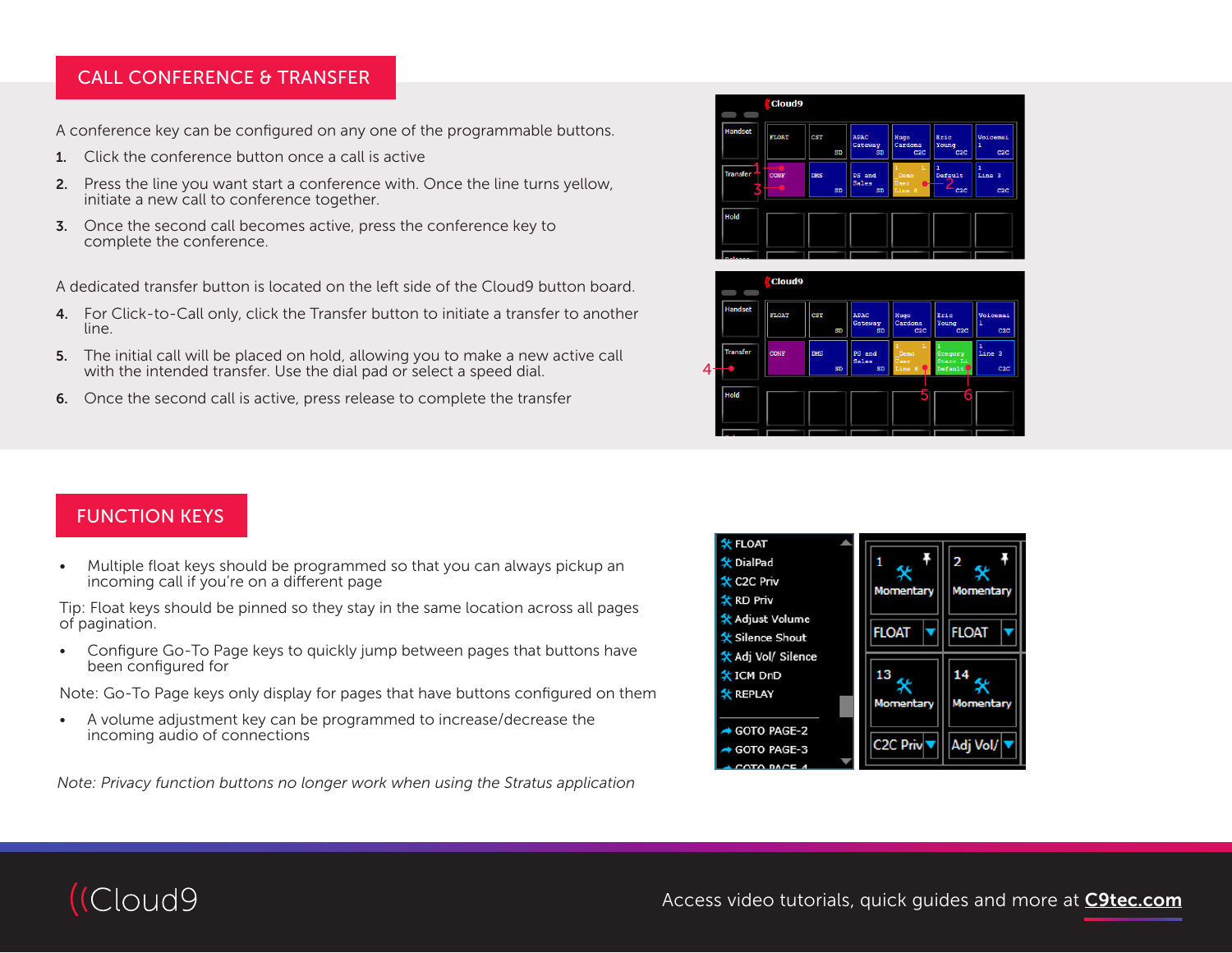## CALL CONFERENCE & TRANSFER

A conference key can be configured on any one of the programmable buttons.

1. Click the conference button once a call is active
2. Press the line you want start a conference with. Once the line turns yellow, initiate a new call to conference together.
3. Once the second call becomes active, press the conference key to complete the conference.

A dedicated transfer button is located on the left side of the Cloud9 button board.

4. For Click-to-Call only, click the Transfer button to initiate a transfer to another line.
5. The initial call will be placed on hold, allowing you to make a new active call with the intended transfer. Use the dial pad or select a speed dial.
6. Once the second call is active, press release to complete the transfer

## FUNCTION KEYS

- Multiple float keys should be programmed so that you can always pickup an incoming call if you're on a different page

Tip: Float keys should be pinned so they stay in the same location across all pages of pagination.

- Configure Go-To Page keys to quickly jump between pages that buttons have been configured for

Note: Go-To Page keys only display for pages that have buttons configured on them

- A volume adjustment key can be programmed to increase/decrease the incoming audio of connections

*Note: Privacy function buttons no longer work when using the Stratus application*

Access video tutorials, quick guides and more at **C9tec.com**